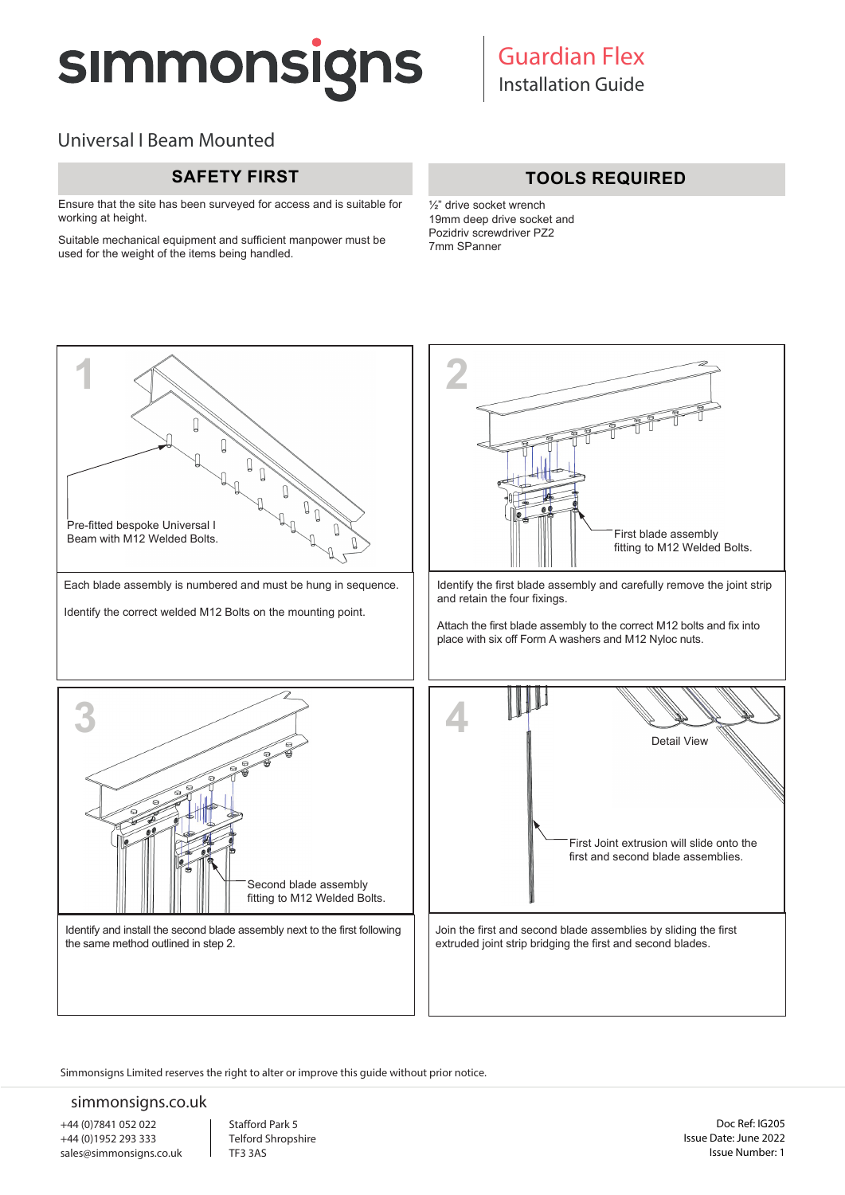# simmonsigns

## Guardian Flex
Installation Guide

### Universal I Beam Mounted

## SAFETY FIRST

Ensure that the site has been surveyed for access and is suitable for working at height.

Suitable mechanical equipment and sufficient manpower must be used for the weight of the items being handled.

## TOOLS REQUIRED

½" drive socket wrench
19mm deep drive socket and
Pozidriv screwdriver PZ2
7mm SPanner

### 1

Pre-fitted bespoke Universal I Beam with M12 Welded Bolts.

Each blade assembly is numbered and must be hung in sequence.

Identify the correct welded M12 Bolts on the mounting point.

### 2

First blade assembly fitting to M12 Welded Bolts.

Identify the first blade assembly and carefully remove the joint strip and retain the four fixings.

Attach the first blade assembly to the correct M12 bolts and fix into place with six off Form A washers and M12 Nyloc nuts.

### 3

Second blade assembly fitting to M12 Welded Bolts.

Identify and install the second blade assembly next to the first following the same method outlined in step 2.

### 4

Detail View

First Joint extrusion will slide onto the first and second blade assemblies.

Join the first and second blade assemblies by sliding the first extruded joint strip bridging the first and second blades.

Simmonsigns Limited reserves the right to alter or improve this guide without prior notice.

simmonsigns.co.uk

+44 (0)7841 052 022
+44 (0)1952 293 333
sales@simmonsigns.co.uk

Stafford Park 5
Telford Shropshire
TF3 3AS

Doc Ref: IG205
Issue Date: June 2022
Issue Number: 1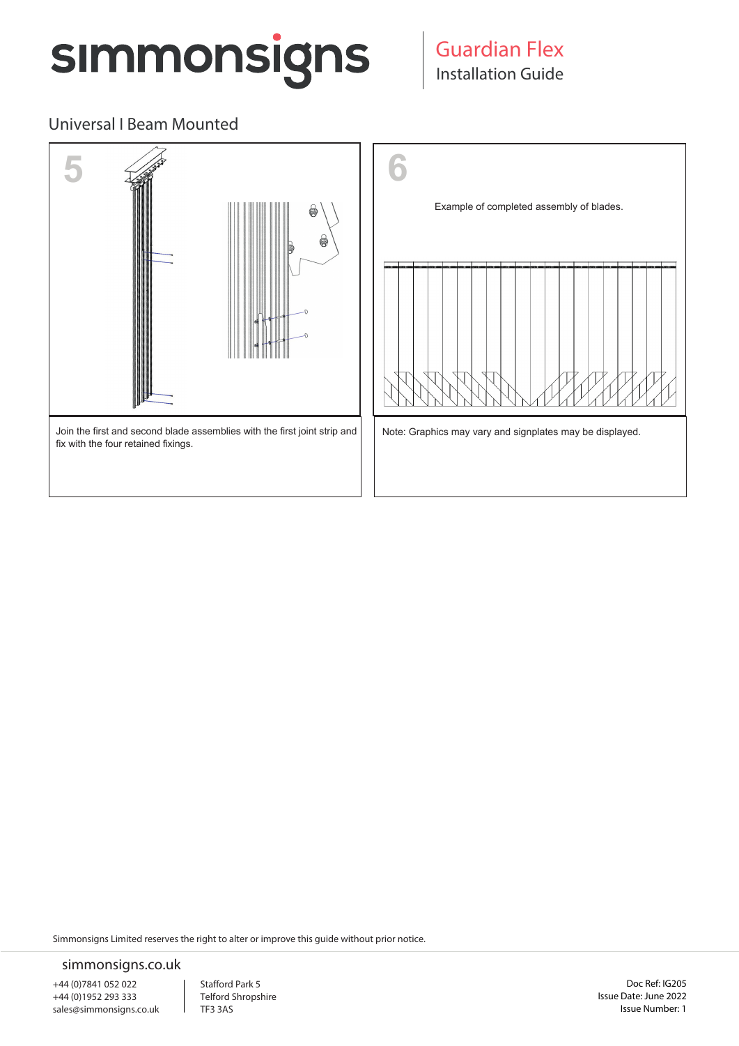## Universal I Beam Mounted

**5**

Join the first and second blade assemblies with the first joint strip and fix with the four retained fixings.

**6**

Example of completed assembly of blades.

Note: Graphics may vary and signplates may be displayed.

Simmonsigns Limited reserves the right to alter or improve this guide without prior notice.

simmonsigns.co.uk

+44 (0)7841 052 022
+44 (0)1952 293 333
sales@simmonsigns.co.uk

Stafford Park 5
Telford Shropshire
TF3 3AS

Doc Ref: IG205
Issue Date: June 2022
Issue Number: 1